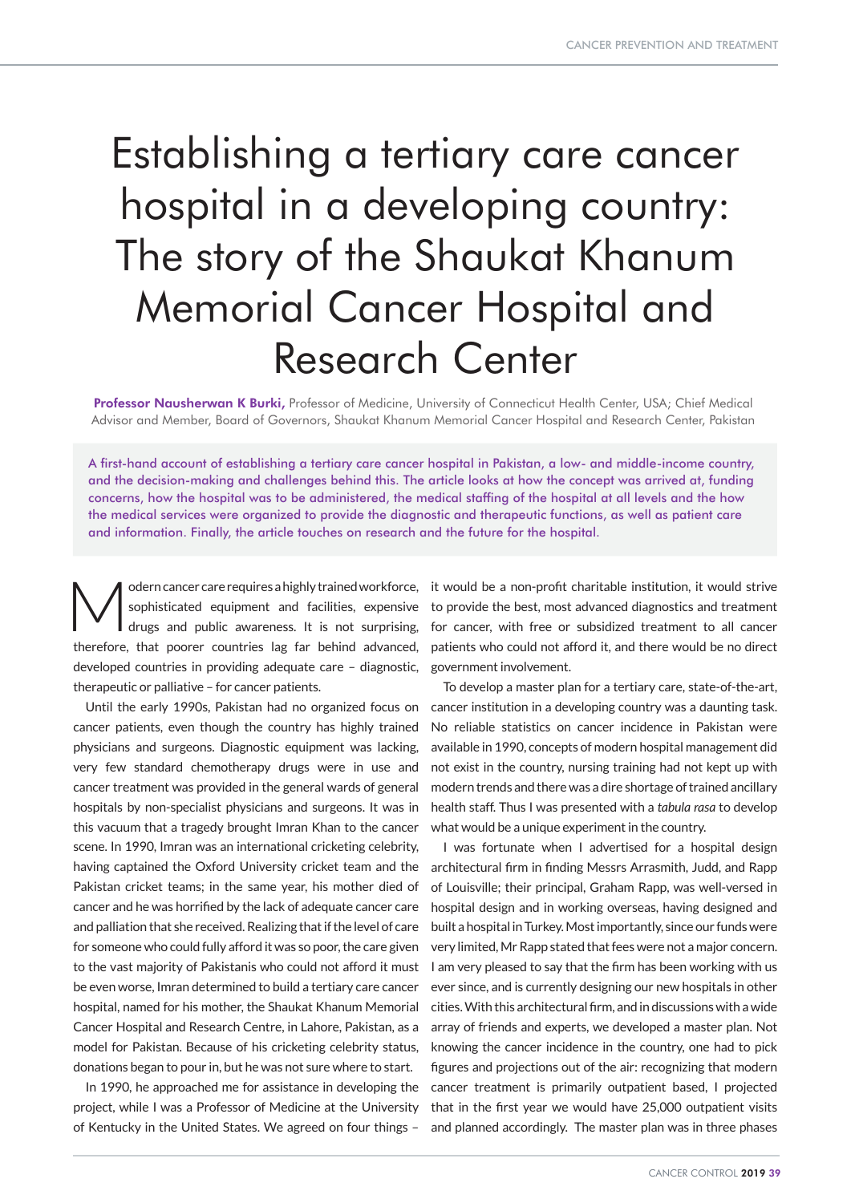# Establishing a tertiary care cancer hospital in a developing country: The story of the Shaukat Khanum Memorial Cancer Hospital and Research Center

**Professor Nausherwan K Burki,** Professor of Medicine, University of Connecticut Health Center, USA; Chief Medical Advisor and Member, Board of Governors, Shaukat Khanum Memorial Cancer Hospital and Research Center, Pakistan

A first-hand account of establishing a tertiary care cancer hospital in Pakistan, a low- and middle-income country, and the decision-making and challenges behind this. The article looks at how the concept was arrived at, funding concerns, how the hospital was to be administered, the medical staffing of the hospital at all levels and the how the medical services were organized to provide the diagnostic and therapeutic functions, as well as patient care and information. Finally, the article touches on research and the future for the hospital.

Modern cancer care requires a highly trained workforce, sophisticated equipment and facilities, expensive drugs and public awareness. It is not surprising, therefore, that poorer countries lag far behind advanced, developed countries in providing adequate care – diagnostic, therapeutic or palliative – for cancer patients.

Until the early 1990s, Pakistan had no organized focus on cancer patients, even though the country has highly trained physicians and surgeons. Diagnostic equipment was lacking, very few standard chemotherapy drugs were in use and cancer treatment was provided in the general wards of general hospitals by non-specialist physicians and surgeons. It was in this vacuum that a tragedy brought Imran Khan to the cancer scene. In 1990, Imran was an international cricketing celebrity, having captained the Oxford University cricket team and the Pakistan cricket teams; in the same year, his mother died of cancer and he was horrified by the lack of adequate cancer care and palliation that she received. Realizing that if the level of care for someone who could fully afford it was so poor, the care given to the vast majority of Pakistanis who could not afford it must be even worse, Imran determined to build a tertiary care cancer hospital, named for his mother, the Shaukat Khanum Memorial Cancer Hospital and Research Centre, in Lahore, Pakistan, as a model for Pakistan. Because of his cricketing celebrity status, donations began to pour in, but he was not sure where to start.

In 1990, he approached me for assistance in developing the project, while I was a Professor of Medicine at the University of Kentucky in the United States. We agreed on four things – it would be a non-profit charitable institution, it would strive to provide the best, most advanced diagnostics and treatment for cancer, with free or subsidized treatment to all cancer patients who could not afford it, and there would be no direct government involvement.

To develop a master plan for a tertiary care, state-of-the-art, cancer institution in a developing country was a daunting task. No reliable statistics on cancer incidence in Pakistan were available in 1990, concepts of modern hospital management did not exist in the country, nursing training had not kept up with modern trends and there was a dire shortage of trained ancillary health staff. Thus I was presented with a *tabula rasa* to develop what would be a unique experiment in the country.

I was fortunate when I advertised for a hospital design architectural firm in finding Messrs Arrasmith, Judd, and Rapp of Louisville; their principal, Graham Rapp, was well-versed in hospital design and in working overseas, having designed and built a hospital in Turkey. Most importantly, since our funds were very limited, Mr Rapp stated that fees were not a major concern. I am very pleased to say that the firm has been working with us ever since, and is currently designing our new hospitals in other cities. With this architectural firm, and in discussions with a wide array of friends and experts, we developed a master plan. Not knowing the cancer incidence in the country, one had to pick figures and projections out of the air: recognizing that modern cancer treatment is primarily outpatient based, I projected that in the first year we would have 25,000 outpatient visits and planned accordingly. The master plan was in three phases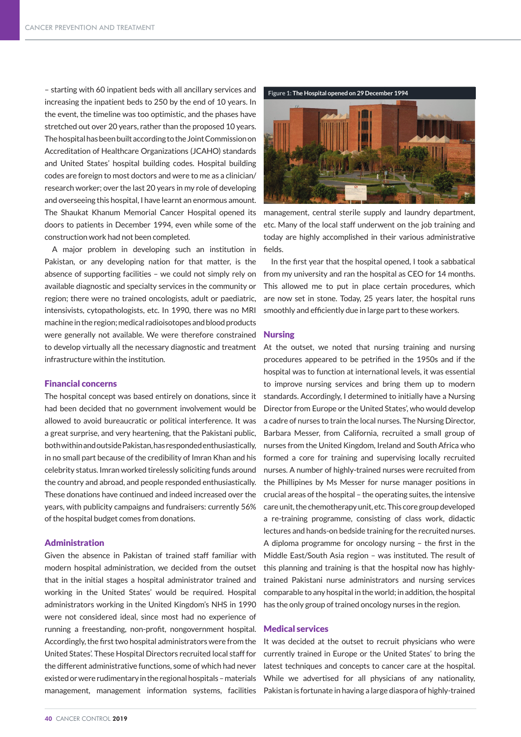– starting with 60 inpatient beds with all ancillary services and increasing the inpatient beds to 250 by the end of 10 years. In the event, the timeline was too optimistic, and the phases have stretched out over 20 years, rather than the proposed 10 years. The hospital has been built according to the Joint Commission on Accreditation of Healthcare Organizations (JCAHO) standards and United States' hospital building codes. Hospital building codes are foreign to most doctors and were to me as a clinician/research worker; over the last 20 years in my role of developing and overseeing this hospital, I have learnt an enormous amount. The Shaukat Khanum Memorial Cancer Hospital opened its doors to patients in December 1994, even while some of the construction work had not been completed.

A major problem in developing such an institution in Pakistan, or any developing nation for that matter, is the absence of supporting facilities – we could not simply rely on available diagnostic and specialty services in the community or region; there were no trained oncologists, adult or paediatric, intensivists, cytopathologists, etc. In 1990, there was no MRI machine in the region; medical radioisotopes and blood products were generally not available. We were therefore constrained to develop virtually all the necessary diagnostic and treatment infrastructure within the institution.

## Financial concerns

The hospital concept was based entirely on donations, since it had been decided that no government involvement would be allowed to avoid bureaucratic or political interference. It was a great surprise, and very heartening, that the Pakistani public, both within and outside Pakistan, has responded enthusiastically, in no small part because of the credibility of Imran Khan and his celebrity status. Imran worked tirelessly soliciting funds around the country and abroad, and people responded enthusiastically. These donations have continued and indeed increased over the years, with publicity campaigns and fundraisers: currently 56% of the hospital budget comes from donations.

## Administration

Given the absence in Pakistan of trained staff familiar with modern hospital administration, we decided from the outset that in the initial stages a hospital administrator trained and working in the United States' would be required. Hospital administrators working in the United Kingdom's NHS in 1990 were not considered ideal, since most had no experience of running a freestanding, non-profit, nongovernment hospital. Accordingly, the first two hospital administrators were from the United States'. These Hospital Directors recruited local staff for the different administrative functions, some of which had never existed or were rudimentary in the regional hospitals – materials management, management information systems, facilities management, central sterile supply and laundry department, etc. Many of the local staff underwent on the job training and today are highly accomplished in their various administrative fields.

Figure 1: The Hospital opened on 29 December 1994

In the first year that the hospital opened, I took a sabbatical from my university and ran the hospital as CEO for 14 months. This allowed me to put in place certain procedures, which are now set in stone. Today, 25 years later, the hospital runs smoothly and efficiently due in large part to these workers.

## Nursing

At the outset, we noted that nursing training and nursing procedures appeared to be petrified in the 1950s and if the hospital was to function at international levels, it was essential to improve nursing services and bring them up to modern standards. Accordingly, I determined to initially have a Nursing Director from Europe or the United States', who would develop a cadre of nurses to train the local nurses. The Nursing Director, Barbara Messer, from California, recruited a small group of nurses from the United Kingdom, Ireland and South Africa who formed a core for training and supervising locally recruited nurses. A number of highly-trained nurses were recruited from the Phillipines by Ms Messer for nurse manager positions in crucial areas of the hospital – the operating suites, the intensive care unit, the chemotherapy unit, etc. This core group developed a re-training programme, consisting of class work, didactic lectures and hands-on bedside training for the recruited nurses. A diploma programme for oncology nursing – the first in the Middle East/South Asia region – was instituted. The result of this planning and training is that the hospital now has highly-trained Pakistani nurse administrators and nursing services comparable to any hospital in the world; in addition, the hospital has the only group of trained oncology nurses in the region.

## Medical services

It was decided at the outset to recruit physicians who were currently trained in Europe or the United States' to bring the latest techniques and concepts to cancer care at the hospital. While we advertised for all physicians of any nationality, Pakistan is fortunate in having a large diaspora of highly-trained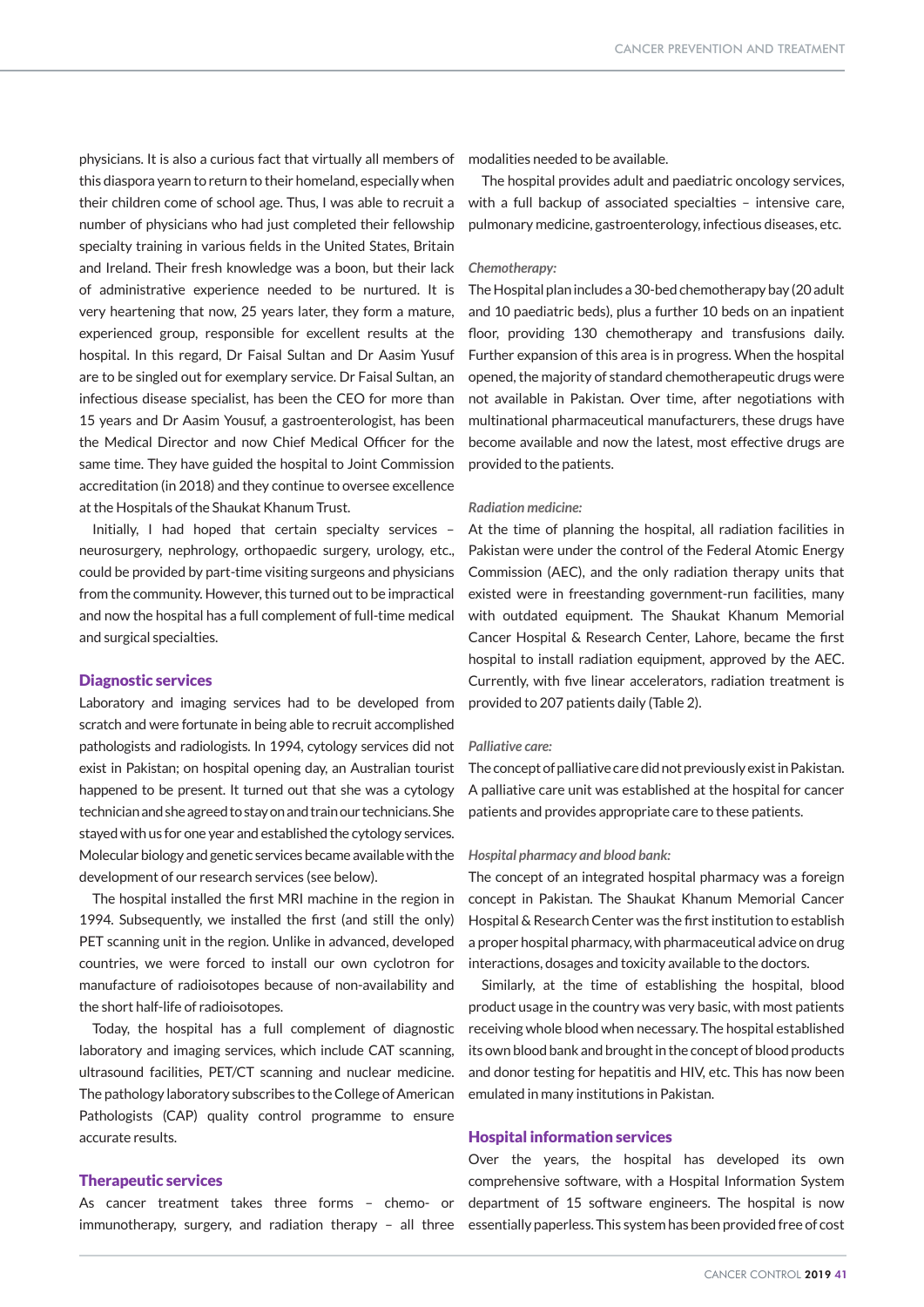physicians. It is also a curious fact that virtually all members of this diaspora yearn to return to their homeland, especially when their children come of school age. Thus, I was able to recruit a number of physicians who had just completed their fellowship specialty training in various fields in the United States, Britain and Ireland. Their fresh knowledge was a boon, but their lack of administrative experience needed to be nurtured. It is very heartening that now, 25 years later, they form a mature, experienced group, responsible for excellent results at the hospital. In this regard, Dr Faisal Sultan and Dr Aasim Yusuf are to be singled out for exemplary service. Dr Faisal Sultan, an infectious disease specialist, has been the CEO for more than 15 years and Dr Aasim Yousuf, a gastroenterologist, has been the Medical Director and now Chief Medical Officer for the same time. They have guided the hospital to Joint Commission accreditation (in 2018) and they continue to oversee excellence at the Hospitals of the Shaukat Khanum Trust.

Initially, I had hoped that certain specialty services – neurosurgery, nephrology, orthopaedic surgery, urology, etc., could be provided by part-time visiting surgeons and physicians from the community. However, this turned out to be impractical and now the hospital has a full complement of full-time medical and surgical specialties.

## Diagnostic services

Laboratory and imaging services had to be developed from scratch and were fortunate in being able to recruit accomplished pathologists and radiologists. In 1994, cytology services did not exist in Pakistan; on hospital opening day, an Australian tourist happened to be present. It turned out that she was a cytology technician and she agreed to stay on and train our technicians. She stayed with us for one year and established the cytology services. Molecular biology and genetic services became available with the development of our research services (see below).

The hospital installed the first MRI machine in the region in 1994. Subsequently, we installed the first (and still the only) PET scanning unit in the region. Unlike in advanced, developed countries, we were forced to install our own cyclotron for manufacture of radioisotopes because of non-availability and the short half-life of radioisotopes.

Today, the hospital has a full complement of diagnostic laboratory and imaging services, which include CAT scanning, ultrasound facilities, PET/CT scanning and nuclear medicine. The pathology laboratory subscribes to the College of American Pathologists (CAP) quality control programme to ensure accurate results.

## Therapeutic services

As cancer treatment takes three forms – chemo- or immunotherapy, surgery, and radiation therapy – all three modalities needed to be available.

The hospital provides adult and paediatric oncology services, with a full backup of associated specialties – intensive care, pulmonary medicine, gastroenterology, infectious diseases, etc.

*Chemotherapy:*

The Hospital plan includes a 30-bed chemotherapy bay (20 adult and 10 paediatric beds), plus a further 10 beds on an inpatient floor, providing 130 chemotherapy and transfusions daily. Further expansion of this area is in progress. When the hospital opened, the majority of standard chemotherapeutic drugs were not available in Pakistan. Over time, after negotiations with multinational pharmaceutical manufacturers, these drugs have become available and now the latest, most effective drugs are provided to the patients.

*Radiation medicine:*

At the time of planning the hospital, all radiation facilities in Pakistan were under the control of the Federal Atomic Energy Commission (AEC), and the only radiation therapy units that existed were in freestanding government-run facilities, many with outdated equipment. The Shaukat Khanum Memorial Cancer Hospital & Research Center, Lahore, became the first hospital to install radiation equipment, approved by the AEC. Currently, with five linear accelerators, radiation treatment is provided to 207 patients daily (Table 2).

*Palliative care:*

The concept of palliative care did not previously exist in Pakistan. A palliative care unit was established at the hospital for cancer patients and provides appropriate care to these patients.

*Hospital pharmacy and blood bank:*

The concept of an integrated hospital pharmacy was a foreign concept in Pakistan. The Shaukat Khanum Memorial Cancer Hospital & Research Center was the first institution to establish a proper hospital pharmacy, with pharmaceutical advice on drug interactions, dosages and toxicity available to the doctors.

Similarly, at the time of establishing the hospital, blood product usage in the country was very basic, with most patients receiving whole blood when necessary. The hospital established its own blood bank and brought in the concept of blood products and donor testing for hepatitis and HIV, etc. This has now been emulated in many institutions in Pakistan.

## Hospital information services

Over the years, the hospital has developed its own comprehensive software, with a Hospital Information System department of 15 software engineers. The hospital is now essentially paperless. This system has been provided free of cost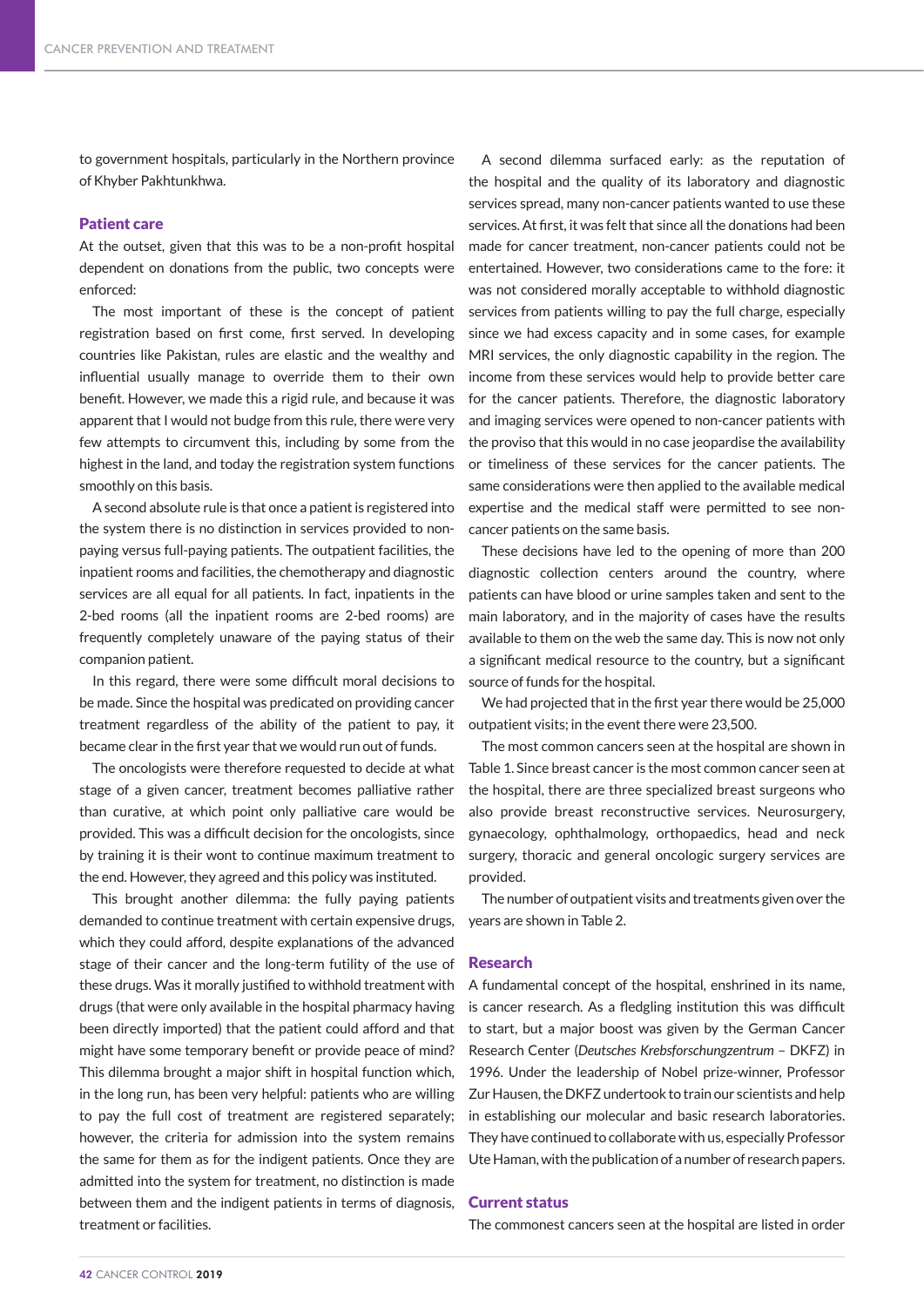to government hospitals, particularly in the Northern province of Khyber Pakhtunkhwa.

## Patient care

At the outset, given that this was to be a non-profit hospital dependent on donations from the public, two concepts were enforced:

The most important of these is the concept of patient registration based on first come, first served. In developing countries like Pakistan, rules are elastic and the wealthy and influential usually manage to override them to their own benefit. However, we made this a rigid rule, and because it was apparent that I would not budge from this rule, there were very few attempts to circumvent this, including by some from the highest in the land, and today the registration system functions smoothly on this basis.

A second absolute rule is that once a patient is registered into the system there is no distinction in services provided to non-paying versus full-paying patients. The outpatient facilities, the inpatient rooms and facilities, the chemotherapy and diagnostic services are all equal for all patients. In fact, inpatients in the 2-bed rooms (all the inpatient rooms are 2-bed rooms) are frequently completely unaware of the paying status of their companion patient.

In this regard, there were some difficult moral decisions to be made. Since the hospital was predicated on providing cancer treatment regardless of the ability of the patient to pay, it became clear in the first year that we would run out of funds.

The oncologists were therefore requested to decide at what stage of a given cancer, treatment becomes palliative rather than curative, at which point only palliative care would be provided. This was a difficult decision for the oncologists, since by training it is their wont to continue maximum treatment to the end. However, they agreed and this policy was instituted.

This brought another dilemma: the fully paying patients demanded to continue treatment with certain expensive drugs, which they could afford, despite explanations of the advanced stage of their cancer and the long-term futility of the use of these drugs. Was it morally justified to withhold treatment with drugs (that were only available in the hospital pharmacy having been directly imported) that the patient could afford and that might have some temporary benefit or provide peace of mind? This dilemma brought a major shift in hospital function which, in the long run, has been very helpful: patients who are willing to pay the full cost of treatment are registered separately; however, the criteria for admission into the system remains the same for them as for the indigent patients. Once they are admitted into the system for treatment, no distinction is made between them and the indigent patients in terms of diagnosis, treatment or facilities.

A second dilemma surfaced early: as the reputation of the hospital and the quality of its laboratory and diagnostic services spread, many non-cancer patients wanted to use these services. At first, it was felt that since all the donations had been made for cancer treatment, non-cancer patients could not be entertained. However, two considerations came to the fore: it was not considered morally acceptable to withhold diagnostic services from patients willing to pay the full charge, especially since we had excess capacity and in some cases, for example MRI services, the only diagnostic capability in the region. The income from these services would help to provide better care for the cancer patients. Therefore, the diagnostic laboratory and imaging services were opened to non-cancer patients with the proviso that this would in no case jeopardise the availability or timeliness of these services for the cancer patients. The same considerations were then applied to the available medical expertise and the medical staff were permitted to see non-cancer patients on the same basis.

These decisions have led to the opening of more than 200 diagnostic collection centers around the country, where patients can have blood or urine samples taken and sent to the main laboratory, and in the majority of cases have the results available to them on the web the same day. This is now not only a significant medical resource to the country, but a significant source of funds for the hospital.

We had projected that in the first year there would be 25,000 outpatient visits; in the event there were 23,500.

The most common cancers seen at the hospital are shown in Table 1. Since breast cancer is the most common cancer seen at the hospital, there are three specialized breast surgeons who also provide breast reconstructive services. Neurosurgery, gynaecology, ophthalmology, orthopaedics, head and neck surgery, thoracic and general oncologic surgery services are provided.

The number of outpatient visits and treatments given over the years are shown in Table 2.

## Research

A fundamental concept of the hospital, enshrined in its name, is cancer research. As a fledgling institution this was difficult to start, but a major boost was given by the German Cancer Research Center (*Deutsches Krebsforschungzentrum* – DKFZ) in 1996. Under the leadership of Nobel prize-winner, Professor Zur Hausen, the DKFZ undertook to train our scientists and help in establishing our molecular and basic research laboratories. They have continued to collaborate with us, especially Professor Ute Haman, with the publication of a number of research papers.

## Current status

The commonest cancers seen at the hospital are listed in order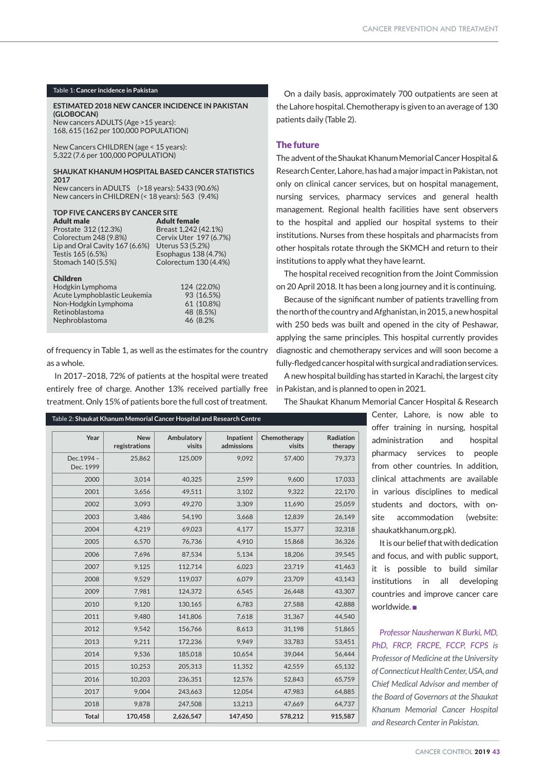Table 1: Cancer incidence in Pakistan

**ESTIMATED 2018 NEW CANCER INCIDENCE IN PAKISTAN (GLOBOCAN)**
New cancers ADULTS (Age >15 years):
168, 615 (162 per 100,000 POPULATION)

New Cancers CHILDREN (age < 15 years):
5,322 (7.6 per 100,000 POPULATION)

**SHAUKAT KHANUM HOSPITAL BASED CANCER STATISTICS 2017**
New cancers in ADULTS (>18 years): 5433 (90.6%)
New cancers in CHILDREN (< 18 years): 563 (9.4%)

**TOP FIVE CANCERS BY CANCER SITE**

| **Adult male** | **Adult female** |
|---|---|
| Prostate 312 (12.3%) | Breast 1,242 (42.1%) |
| Colorectum 248 (9.8%) | Cervix Uter 197 (6.7%) |
| Lip and Oral Cavity 167 (6.6%) | Uterus 53 (5.2%) |
| Testis 165 (6.5%) | Esophagus 138 (4.7%) |
| Stomach 140 (5.5%) | Colorectum 130 (4.4%) |

**Children**

| | |
|---|---|
| Hodgkin Lymphoma | 124 (22.0%) |
| Acute Lymphoblastic Leukemia | 93 (16.5%) |
| Non-Hodgkin Lymphoma | 61 (10.8%) |
| Retinoblastoma | 48 (8.5%) |
| Nephroblastoma | 46 (8.2% |

of frequency in Table 1, as well as the estimates for the country as a whole.

In 2017–2018, 72% of patients at the hospital were treated entirely free of charge. Another 13% received partially free treatment. Only 15% of patients bore the full cost of treatment.

On a daily basis, approximately 700 outpatients are seen at the Lahore hospital. Chemotherapy is given to an average of 130 patients daily (Table 2).

## The future

The advent of the Shaukat Khanum Memorial Cancer Hospital & Research Center, Lahore, has had a major impact in Pakistan, not only on clinical cancer services, but on hospital management, nursing services, pharmacy services and general health management. Regional health facilities have sent observers to the hospital and applied our hospital systems to their institutions. Nurses from these hospitals and pharmacists from other hospitals rotate through the SKMCH and return to their institutions to apply what they have learnt.

The hospital received recognition from the Joint Commission on 20 April 2018. It has been a long journey and it is continuing.

Because of the significant number of patients travelling from the north of the country and Afghanistan, in 2015, a new hospital with 250 beds was built and opened in the city of Peshawar, applying the same principles. This hospital currently provides diagnostic and chemotherapy services and will soon become a fully-fledged cancer hospital with surgical and radiation services.

A new hospital building has started in Karachi, the largest city in Pakistan, and is planned to open in 2021.

The Shaukat Khanum Memorial Cancer Hospital & Research Center, Lahore, is now able to offer training in nursing, hospital administration and hospital pharmacy services to people from other countries. In addition, clinical attachments are available in various disciplines to medical students and doctors, with on-site accommodation (website: shaukatkhanum.org.pk).

It is our belief that with dedication and focus, and with public support, it is possible to build similar institutions in all developing countries and improve cancer care worldwide. ■

Table 2: Shaukat Khanum Memorial Cancer Hospital and Research Centre

| Year | New registrations | Ambulatory visits | Inpatient admissions | Chemotherapy visits | Radiation therapy |
|---|---|---|---|---|---|
| Dec.1994 – Dec. 1999 | 25,862 | 125,009 | 9,092 | 57,400 | 79,373 |
| 2000 | 3,014 | 40,325 | 2,599 | 9,600 | 17,033 |
| 2001 | 3,656 | 49,511 | 3,102 | 9,322 | 22,170 |
| 2002 | 3,093 | 49,270 | 3,309 | 11,690 | 25,059 |
| 2003 | 3,486 | 54,190 | 3,668 | 12,839 | 26,149 |
| 2004 | 4,219 | 69,023 | 4,177 | 15,377 | 32,318 |
| 2005 | 6,570 | 76,736 | 4,910 | 15,868 | 36,326 |
| 2006 | 7,696 | 87,534 | 5,134 | 18,206 | 39,545 |
| 2007 | 9,125 | 112,714 | 6,023 | 23,719 | 41,463 |
| 2008 | 9,529 | 119,037 | 6,079 | 23,709 | 43,143 |
| 2009 | 7,981 | 124,372 | 6,545 | 26,448 | 43,307 |
| 2010 | 9,120 | 130,165 | 6,783 | 27,588 | 42,888 |
| 2011 | 9,480 | 141,806 | 7,618 | 31,367 | 44,540 |
| 2012 | 9,542 | 156,766 | 8,613 | 31,198 | 51,865 |
| 2013 | 9,211 | 172,236 | 9,949 | 33,783 | 53,451 |
| 2014 | 9,536 | 185,018 | 10,654 | 39,044 | 56,444 |
| 2015 | 10,253 | 205,313 | 11,352 | 42,559 | 65,132 |
| 2016 | 10,203 | 236,351 | 12,576 | 52,843 | 65,759 |
| 2017 | 9,004 | 243,663 | 12,054 | 47,983 | 64,885 |
| 2018 | 9,878 | 247,508 | 13,213 | 47,669 | 64,737 |
| **Total** | **170,458** | **2,626,547** | **147,450** | **578,212** | **915,587** |

*Professor Nausherwan K Burki, MD, PhD, FRCP, FRCPE, FCCP, FCPS is Professor of Medicine at the University of Connecticut Health Center, USA, and Chief Medical Advisor and member of the Board of Governors at the Shaukat Khanum Memorial Cancer Hospital and Research Center in Pakistan.*